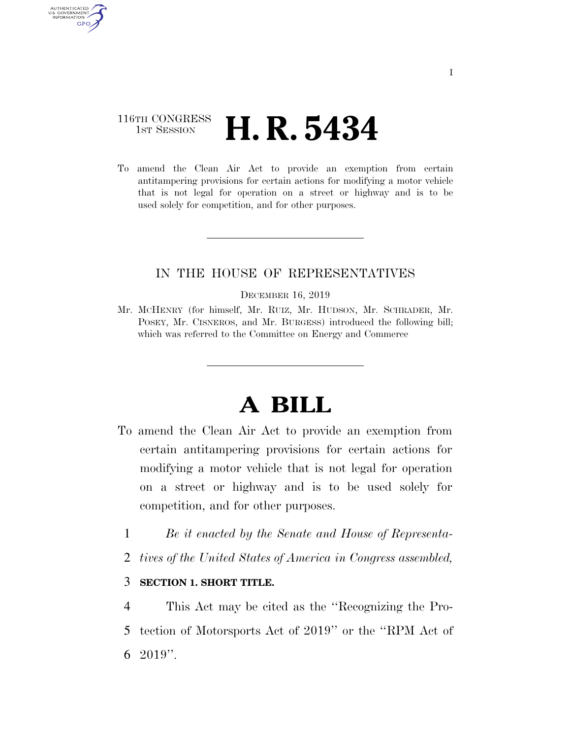116TH CONGRESS
1ST SESSION

# H. R. 5434

To amend the Clean Air Act to provide an exemption from certain antitampering provisions for certain actions for modifying a motor vehicle that is not legal for operation on a street or highway and is to be used solely for competition, and for other purposes.

---

IN THE HOUSE OF REPRESENTATIVES

DECEMBER 16, 2019

Mr. MCHENRY (for himself, Mr. RUIZ, Mr. HUDSON, Mr. SCHRADER, Mr. POSEY, Mr. CISNEROS, and Mr. BURGESS) introduced the following bill; which was referred to the Committee on Energy and Commerce

---

# A BILL

To amend the Clean Air Act to provide an exemption from certain antitampering provisions for certain actions for modifying a motor vehicle that is not legal for operation on a street or highway and is to be used solely for competition, and for other purposes.

1 *Be it enacted by the Senate and House of Representa-*
2 *tives of the United States of America in Congress assembled,*

3 **SECTION 1. SHORT TITLE.**

4 This Act may be cited as the ''Recognizing the Pro-
5 tection of Motorsports Act of 2019'' or the ''RPM Act of
6 2019''.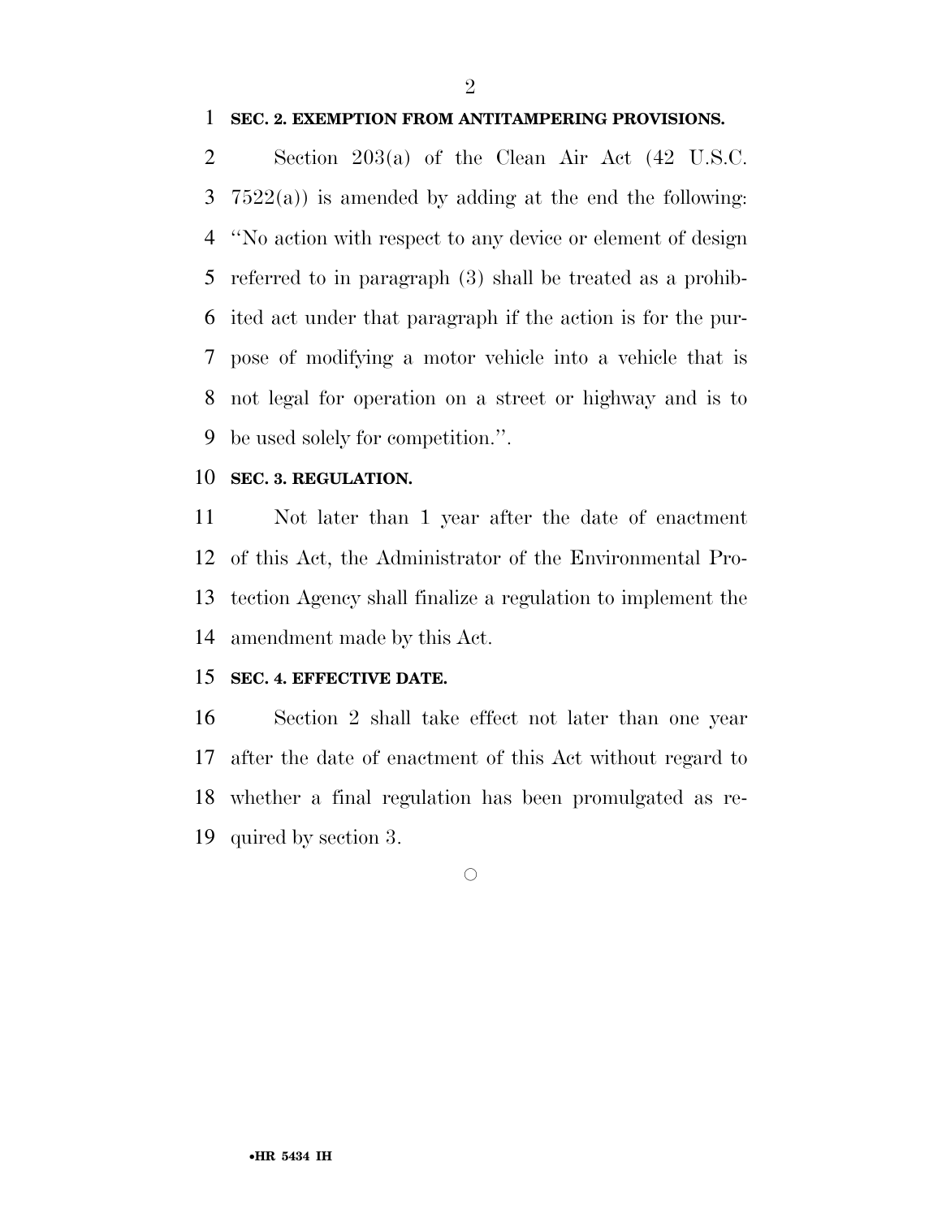**SEC. 2. EXEMPTION FROM ANTITAMPERING PROVISIONS.**

Section 203(a) of the Clean Air Act (42 U.S.C. 7522(a)) is amended by adding at the end the following: ''No action with respect to any device or element of design referred to in paragraph (3) shall be treated as a prohibited act under that paragraph if the action is for the purpose of modifying a motor vehicle into a vehicle that is not legal for operation on a street or highway and is to be used solely for competition.''.

**SEC. 3. REGULATION.**

Not later than 1 year after the date of enactment of this Act, the Administrator of the Environmental Protection Agency shall finalize a regulation to implement the amendment made by this Act.

**SEC. 4. EFFECTIVE DATE.**

Section 2 shall take effect not later than one year after the date of enactment of this Act without regard to whether a final regulation has been promulgated as required by section 3.

○